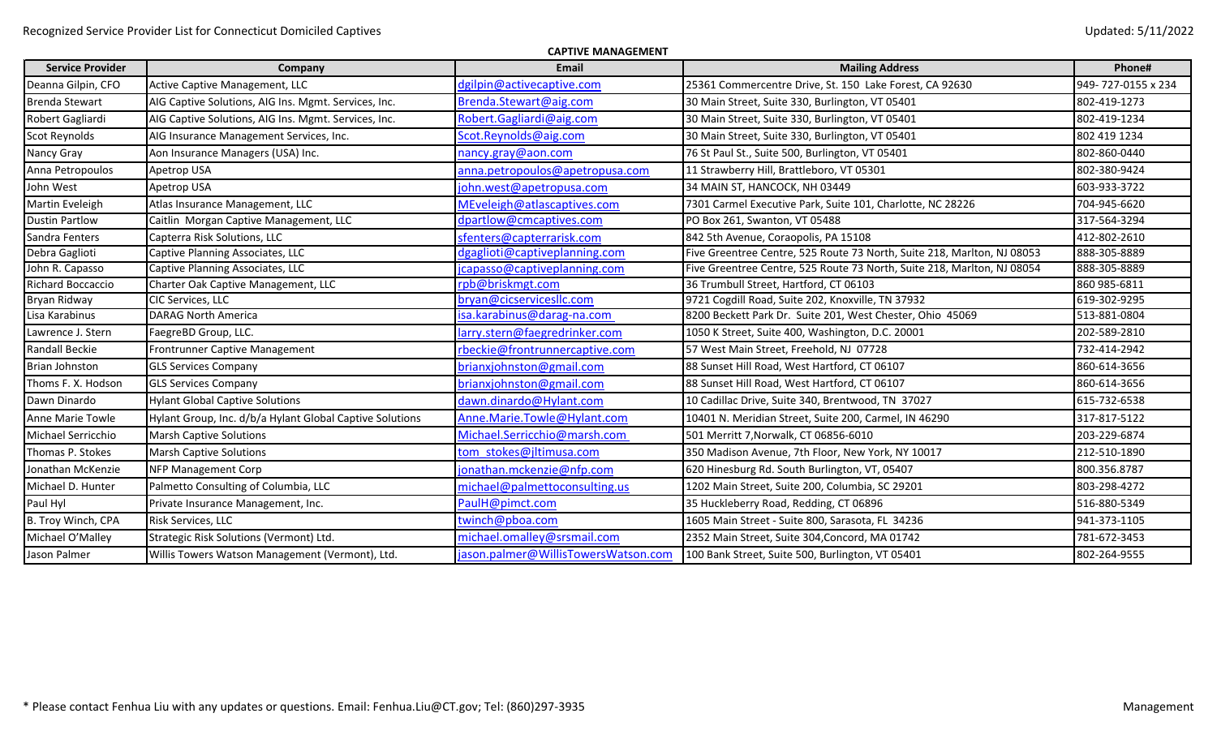Recognized Service Provider List for Connecticut Domiciled Captives

Updated: 5/11/2022

**CAPTIVE MANAGEMENT**

| Service Provider | Company | Email | Mailing Address | Phone# |
|---|---|---|---|---|
| Deanna Gilpin, CFO | Active Captive Management, LLC | dgilpin@activecaptive.com | 25361 Commercentre Drive, St. 150 Lake Forest, CA 92630 | 949- 727-0155 x 234 |
| Brenda Stewart | AIG Captive Solutions, AIG Ins. Mgmt. Services, Inc. | Brenda.Stewart@aig.com | 30 Main Street, Suite 330, Burlington, VT 05401 | 802-419-1273 |
| Robert Gagliardi | AIG Captive Solutions, AIG Ins. Mgmt. Services, Inc. | Robert.Gagliardi@aig.com | 30 Main Street, Suite 330, Burlington, VT 05401 | 802-419-1234 |
| Scot Reynolds | AIG Insurance Management Services, Inc. | Scot.Reynolds@aig.com | 30 Main Street, Suite 330, Burlington, VT 05401 | 802 419 1234 |
| Nancy Gray | Aon Insurance Managers (USA) Inc. | nancy.gray@aon.com | 76 St Paul St., Suite 500, Burlington, VT 05401 | 802-860-0440 |
| Anna Petropoulos | Apetrop USA | anna.petropoulos@apetropusa.com | 11 Strawberry Hill, Brattleboro, VT 05301 | 802-380-9424 |
| John West | Apetrop USA | john.west@apetropusa.com | 34 MAIN ST, HANCOCK, NH 03449 | 603-933-3722 |
| Martin Eveleigh | Atlas Insurance Management, LLC | MEveleigh@atlascaptives.com | 7301 Carmel Executive Park, Suite 101, Charlotte, NC 28226 | 704-945-6620 |
| Dustin Partlow | Caitlin Morgan Captive Management, LLC | dpartlow@cmcaptives.com | PO Box 261, Swanton, VT 05488 | 317-564-3294 |
| Sandra Fenters | Capterra Risk Solutions, LLC | sfenters@capterrarisk.com | 842 5th Avenue, Coraopolis, PA 15108 | 412-802-2610 |
| Debra Gaglioti | Captive Planning Associates, LLC | dgaglioti@captiveplanning.com | Five Greentree Centre, 525 Route 73 North, Suite 218, Marlton, NJ 08053 | 888-305-8889 |
| John R. Capasso | Captive Planning Associates, LLC | jcapasso@captiveplanning.com | Five Greentree Centre, 525 Route 73 North, Suite 218, Marlton, NJ 08054 | 888-305-8889 |
| Richard Boccaccio | Charter Oak Captive Management, LLC | rpb@briskmgt.com | 36 Trumbull Street, Hartford, CT 06103 | 860 985-6811 |
| Bryan Ridway | CIC Services, LLC | bryan@cicservicesllc.com | 9721 Cogdill Road, Suite 202, Knoxville, TN 37932 | 619-302-9295 |
| Lisa Karabinus | DARAG North America | isa.karabinus@darag-na.com | 8200 Beckett Park Dr. Suite 201, West Chester, Ohio 45069 | 513-881-0804 |
| Lawrence J. Stern | FaegreBD Group, LLC. | larry.stern@faegredrinker.com | 1050 K Street, Suite 400, Washington, D.C. 20001 | 202-589-2810 |
| Randall Beckie | Frontrunner Captive Management | rbeckie@frontrunnercaptive.com | 57 West Main Street, Freehold, NJ 07728 | 732-414-2942 |
| Brian Johnston | GLS Services Company | brianxjohnston@gmail.com | 88 Sunset Hill Road, West Hartford, CT 06107 | 860-614-3656 |
| Thoms F. X. Hodson | GLS Services Company | brianxjohnston@gmail.com | 88 Sunset Hill Road, West Hartford, CT 06107 | 860-614-3656 |
| Dawn Dinardo | Hylant Global Captive Solutions | dawn.dinardo@Hylant.com | 10 Cadillac Drive, Suite 340, Brentwood, TN 37027 | 615-732-6538 |
| Anne Marie Towle | Hylant Group, Inc. d/b/a Hylant Global Captive Solutions | Anne.Marie.Towle@Hylant.com | 10401 N. Meridian Street, Suite 200, Carmel, IN 46290 | 317-817-5122 |
| Michael Serricchio | Marsh Captive Solutions | Michael.Serricchio@marsh.com | 501 Merritt 7,Norwalk, CT 06856-6010 | 203-229-6874 |
| Thomas P. Stokes | Marsh Captive Solutions | tom_stokes@jltimusa.com | 350 Madison Avenue, 7th Floor, New York, NY 10017 | 212-510-1890 |
| Jonathan McKenzie | NFP Management Corp | jonathan.mckenzie@nfp.com | 620 Hinesburg Rd. South Burlington, VT, 05407 | 800.356.8787 |
| Michael D. Hunter | Palmetto Consulting of Columbia, LLC | michael@palmettoconsulting.us | 1202 Main Street, Suite 200, Columbia, SC 29201 | 803-298-4272 |
| Paul Hyl | Private Insurance Management, Inc. | PaulH@pimct.com | 35 Huckleberry Road, Redding, CT 06896 | 516-880-5349 |
| B. Troy Winch, CPA | Risk Services, LLC | twinch@pboa.com | 1605 Main Street - Suite 800, Sarasota, FL 34236 | 941-373-1105 |
| Michael O'Malley | Strategic Risk Solutions (Vermont) Ltd. | michael.omalley@srsmail.com | 2352 Main Street, Suite 304,Concord, MA 01742 | 781-672-3453 |
| Jason Palmer | Willis Towers Watson Management (Vermont), Ltd. | jason.palmer@WillisTowersWatson.com | 100 Bank Street, Suite 500, Burlington, VT 05401 | 802-264-9555 |

* Please contact Fenhua Liu with any updates or questions. Email: Fenhua.Liu@CT.gov; Tel: (860)297-3935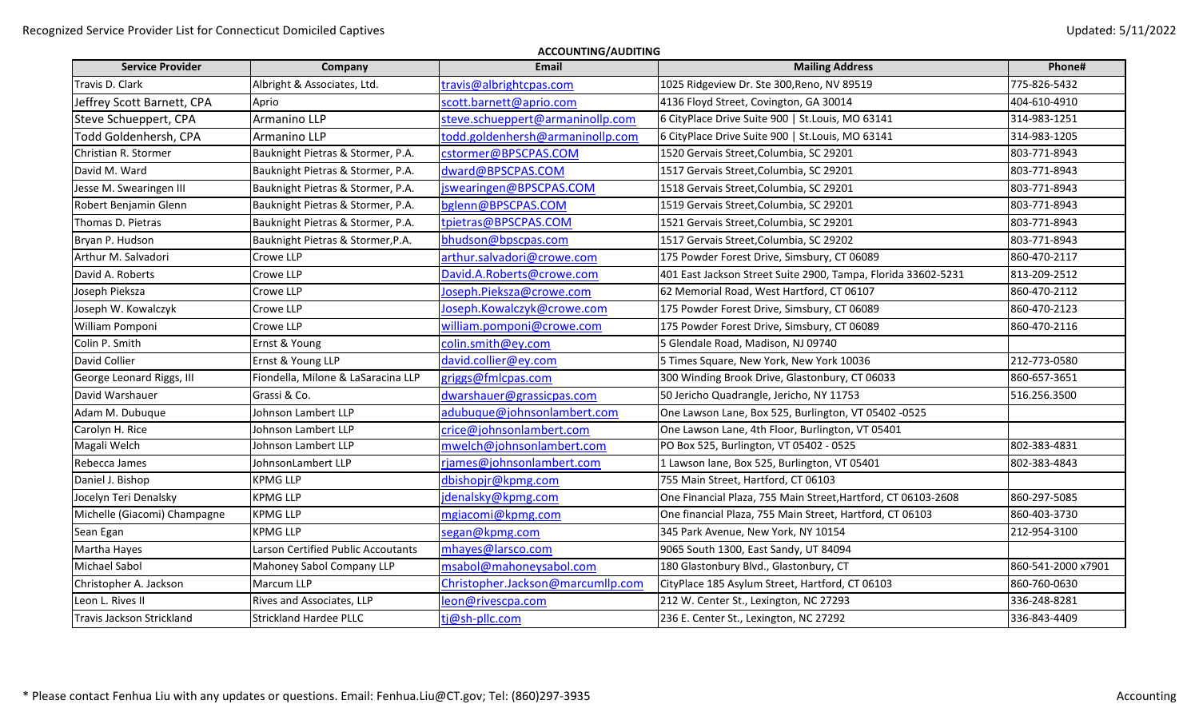## ACCOUNTING/AUDITING

| Service Provider | Company | Email | Mailing Address | Phone# |
|---|---|---|---|---|
| Travis D. Clark | Albright & Associates, Ltd. | travis@albrightcpas.com | 1025 Ridgeview Dr. Ste 300,Reno, NV 89519 | 775-826-5432 |
| Jeffrey Scott Barnett, CPA | Aprio | scott.barnett@aprio.com | 4136 Floyd Street, Covington, GA 30014 | 404-610-4910 |
| Steve Schueppert, CPA | Armanino LLP | steve.schueppert@armaninollp.com | 6 CityPlace Drive Suite 900 \| St.Louis, MO 63141 | 314-983-1251 |
| Todd Goldenhersh, CPA | Armanino LLP | todd.goldenhersh@armaninollp.com | 6 CityPlace Drive Suite 900 \| St.Louis, MO 63141 | 314-983-1205 |
| Christian R. Stormer | Bauknight Pietras & Stormer, P.A. | cstormer@BPSCPAS.COM | 1520 Gervais Street,Columbia, SC 29201 | 803-771-8943 |
| David M. Ward | Bauknight Pietras & Stormer, P.A. | dward@BPSCPAS.COM | 1517 Gervais Street,Columbia, SC 29201 | 803-771-8943 |
| Jesse M. Swearingen III | Bauknight Pietras & Stormer, P.A. | jswearingen@BPSCPAS.COM | 1518 Gervais Street,Columbia, SC 29201 | 803-771-8943 |
| Robert Benjamin Glenn | Bauknight Pietras & Stormer, P.A. | bglenn@BPSCPAS.COM | 1519 Gervais Street,Columbia, SC 29201 | 803-771-8943 |
| Thomas D. Pietras | Bauknight Pietras & Stormer, P.A. | tpietras@BPSCPAS.COM | 1521 Gervais Street,Columbia, SC 29201 | 803-771-8943 |
| Bryan P. Hudson | Bauknight Pietras & Stormer,P.A. | bhudson@bpscpas.com | 1517 Gervais Street,Columbia, SC 29202 | 803-771-8943 |
| Arthur M. Salvadori | Crowe LLP | arthur.salvadori@crowe.com | 175 Powder Forest Drive, Simsbury, CT 06089 | 860-470-2117 |
| David A. Roberts | Crowe LLP | David.A.Roberts@crowe.com | 401 East Jackson Street Suite 2900, Tampa, Florida 33602-5231 | 813-209-2512 |
| Joseph Pieksza | Crowe LLP | Joseph.Pieksza@crowe.com | 62 Memorial Road, West Hartford, CT 06107 | 860-470-2112 |
| Joseph W. Kowalczyk | Crowe LLP | Joseph.Kowalczyk@crowe.com | 175 Powder Forest Drive, Simsbury, CT 06089 | 860-470-2123 |
| William Pomponi | Crowe LLP | william.pomponi@crowe.com | 175 Powder Forest Drive, Simsbury, CT 06089 | 860-470-2116 |
| Colin P. Smith | Ernst & Young | colin.smith@ey.com | 5 Glendale Road, Madison, NJ 09740 | |
| David Collier | Ernst & Young LLP | david.collier@ey.com | 5 Times Square, New York, New York 10036 | 212-773-0580 |
| George Leonard Riggs, III | Fiondella, Milone & LaSaracina LLP | griggs@fmlcpas.com | 300 Winding Brook Drive, Glastonbury, CT 06033 | 860-657-3651 |
| David Warshauer | Grassi & Co. | dwarshauer@grassicpas.com | 50 Jericho Quadrangle, Jericho, NY 11753 | 516.256.3500 |
| Adam M. Dubuque | Johnson Lambert LLP | adubuque@johnsonlambert.com | One Lawson Lane, Box 525, Burlington, VT 05402 -0525 | |
| Carolyn H. Rice | Johnson Lambert LLP | crice@johnsonlambert.com | One Lawson Lane, 4th Floor, Burlington, VT 05401 | |
| Magali Welch | Johnson Lambert LLP | mwelch@johnsonlambert.com | PO Box 525, Burlington, VT 05402 - 0525 | 802-383-4831 |
| Rebecca James | JohnsonLambert LLP | rjames@johnsonlambert.com | 1 Lawson lane, Box 525, Burlington, VT 05401 | 802-383-4843 |
| Daniel J. Bishop | KPMG LLP | dbishopjr@kpmg.com | 755 Main Street, Hartford, CT 06103 | |
| Jocelyn Teri Denalsky | KPMG LLP | jdenalsky@kpmg.com | One Financial Plaza, 755 Main Street,Hartford, CT 06103-2608 | 860-297-5085 |
| Michelle (Giacomi) Champagne | KPMG LLP | mgiacomi@kpmg.com | One financial Plaza, 755 Main Street, Hartford, CT 06103 | 860-403-3730 |
| Sean Egan | KPMG LLP | segan@kpmg.com | 345 Park Avenue, New York, NY 10154 | 212-954-3100 |
| Martha Hayes | Larson Certified Public Accoutants | mhayes@larsco.com | 9065 South 1300, East Sandy, UT 84094 | |
| Michael Sabol | Mahoney Sabol Company LLP | msabol@mahoneysabol.com | 180 Glastonbury Blvd., Glastonbury, CT | 860-541-2000 x7901 |
| Christopher A. Jackson | Marcum LLP | Christopher.Jackson@marcumllp.com | CityPlace 185 Asylum Street, Hartford, CT 06103 | 860-760-0630 |
| Leon L. Rives II | Rives and Associates, LLP | leon@rivescpa.com | 212 W. Center St., Lexington, NC 27293 | 336-248-8281 |
| Travis Jackson Strickland | Strickland Hardee PLLC | tj@sh-pllc.com | 236 E. Center St., Lexington, NC 27292 | 336-843-4409 |

\* Please contact Fenhua Liu with any updates or questions. Email: Fenhua.Liu@CT.gov; Tel: (860)297-3935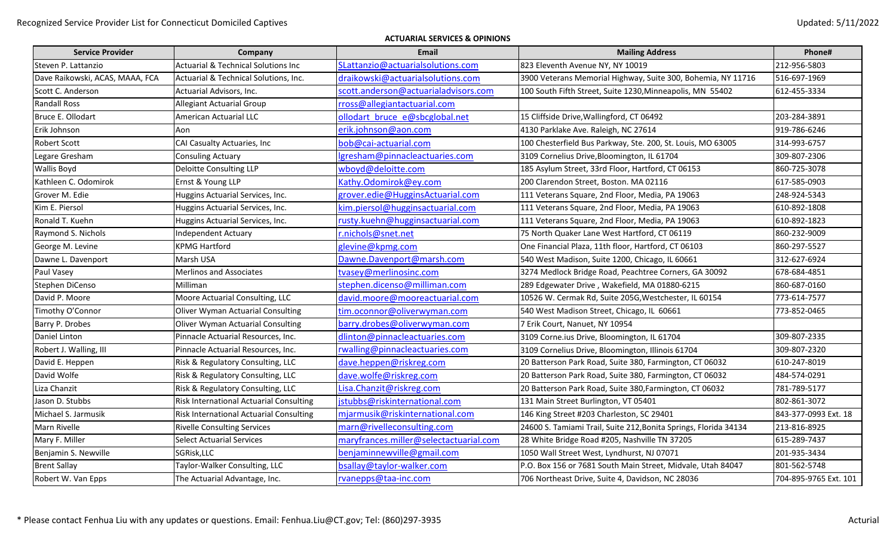## ACTUARIAL SERVICES & OPINIONS

| Service Provider | Company | Email | Mailing Address | Phone# |
|---|---|---|---|---|
| Steven P. Lattanzio | Actuarial & Technical Solutions Inc | SLattanzio@actuarialsolutions.com | 823 Eleventh Avenue NY, NY 10019 | 212-956-5803 |
| Dave Raikowski, ACAS, MAAA, FCA | Actuarial & Technical Solutions, Inc. | draikowski@actuarialsolutions.com | 3900 Veterans Memorial Highway, Suite 300, Bohemia, NY 11716 | 516-697-1969 |
| Scott C. Anderson | Actuarial Advisors, Inc. | scott.anderson@actuarialadvisors.com | 100 South Fifth Street, Suite 1230,Minneapolis, MN 55402 | 612-455-3334 |
| Randall Ross | Allegiant Actuarial Group | rross@allegiantactuarial.com | | |
| Bruce E. Ollodart | American Actuarial LLC | ollodart_bruce_e@sbcglobal.net | 15 Cliffside Drive,Wallingford, CT 06492 | 203-284-3891 |
| Erik Johnson | Aon | erik.johnson@aon.com | 4130 Parklake Ave. Raleigh, NC 27614 | 919-786-6246 |
| Robert Scott | CAI Casualty Actuaries, Inc | bob@cai-actuarial.com | 100 Chesterfield Bus Parkway, Ste. 200, St. Louis, MO 63005 | 314-993-6757 |
| Legare Gresham | Consuling Actuary | lgresham@pinnacleactuaries.com | 3109 Cornelius Drive,Bloomington, IL 61704 | 309-807-2306 |
| Wallis Boyd | Deloitte Consulting LLP | wboyd@deloitte.com | 185 Asylum Street, 33rd Floor, Hartford, CT 06153 | 860-725-3078 |
| Kathleen C. Odomirok | Ernst & Young LLP | Kathy.Odomirok@ey.com | 200 Clarendon Street, Boston. MA 02116 | 617-585-0903 |
| Grover M. Edie | Huggins Actuarial Services, Inc. | grover.edie@HugginsActuarial.com | 111 Veterans Square, 2nd Floor, Media, PA 19063 | 248-924-5343 |
| Kim E. Piersol | Huggins Actuarial Services, Inc. | kim.piersol@hugginsactuarial.com | 111 Veterans Square, 2nd Floor, Media, PA 19063 | 610-892-1808 |
| Ronald T. Kuehn | Huggins Actuarial Services, Inc. | rusty.kuehn@hugginsactuarial.com | 111 Veterans Square, 2nd Floor, Media, PA 19063 | 610-892-1823 |
| Raymond S. Nichols | Independent Actuary | r.nichols@snet.net | 75 North Quaker Lane West Hartford, CT 06119 | 860-232-9009 |
| George M. Levine | KPMG Hartford | glevine@kpmg.com | One Financial Plaza, 11th floor, Hartford, CT 06103 | 860-297-5527 |
| Dawne L. Davenport | Marsh USA | Dawne.Davenport@marsh.com | 540 West Madison, Suite 1200, Chicago, IL 60661 | 312-627-6924 |
| Paul Vasey | Merlinos and Associates | tvasey@merlinosinc.com | 3274 Medlock Bridge Road, Peachtree Corners, GA 30092 | 678-684-4851 |
| Stephen DiCenso | Milliman | stephen.dicenso@milliman.com | 289 Edgewater Drive , Wakefield, MA 01880-6215 | 860-687-0160 |
| David P. Moore | Moore Actuarial Consulting, LLC | david.moore@mooreactuarial.com | 10526 W. Cermak Rd, Suite 205G,Westchester, IL 60154 | 773-614-7577 |
| Timothy O'Connor | Oliver Wyman Actuarial Consulting | tim.oconnor@oliverwyman.com | 540 West Madison Street, Chicago, IL 60661 | 773-852-0465 |
| Barry P. Drobes | Oliver Wyman Actuarial Consulting | barry.drobes@oliverwyman.com | 7 Erik Court, Nanuet, NY 10954 | |
| Daniel Linton | Pinnacle Actuarial Resources, Inc. | dlinton@pinnacleactuaries.com | 3109 Corne.ius Drive, Bloomington, IL 61704 | 309-807-2335 |
| Robert J. Walling, III | Pinnacle Actuarial Resources, Inc. | rwalling@pinnacleactuaries.com | 3109 Cornelius Drive, Bloomington, Illinois 61704 | 309-807-2320 |
| David E. Heppen | Risk & Regulatory Consulting, LLC | dave.heppen@riskreg.com | 20 Batterson Park Road, Suite 380, Farmington, CT 06032 | 610-247-8019 |
| David Wolfe | Risk & Regulatory Consulting, LLC | dave.wolfe@riskreg.com | 20 Batterson Park Road, Suite 380, Farmington, CT 06032 | 484-574-0291 |
| Liza Chanzit | Risk & Regulatory Consulting, LLC | Lisa.Chanzit@riskreg.com | 20 Batterson Park Road, Suite 380,Farmington, CT 06032 | 781-789-5177 |
| Jason D. Stubbs | Risk International Actuarial Consulting | jstubbs@riskinternational.com | 131 Main Street Burlington, VT 05401 | 802-861-3072 |
| Michael S. Jarmusik | Risk International Actuarial Consulting | mjarmusik@riskinternational.com | 146 King Street #203 Charleston, SC 29401 | 843-377-0993 Ext. 18 |
| Marn Rivelle | Rivelle Consulting Services | marn@rivelleconsulting.com | 24600 S. Tamiami Trail, Suite 212,Bonita Springs, Florida 34134 | 213-816-8925 |
| Mary F. Miller | Select Actuarial Services | maryfrances.miller@selectactuarial.com | 28 White Bridge Road #205, Nashville TN 37205 | 615-289-7437 |
| Benjamin S. Newville | SGRisk,LLC | benjaminnewville@gmail.com | 1050 Wall Street West, Lyndhurst, NJ 07071 | 201-935-3434 |
| Brent Sallay | Taylor-Walker Consulting, LLC | bsallay@taylor-walker.com | P.O. Box 156 or 7681 South Main Street, Midvale, Utah 84047 | 801-562-5748 |
| Robert W. Van Epps | The Actuarial Advantage, Inc. | rvanepps@taa-inc.com | 706 Northeast Drive, Suite 4, Davidson, NC 28036 | 704-895-9765 Ext. 101 |

\* Please contact Fenhua Liu with any updates or questions. Email: Fenhua.Liu@CT.gov; Tel: (860)297-3935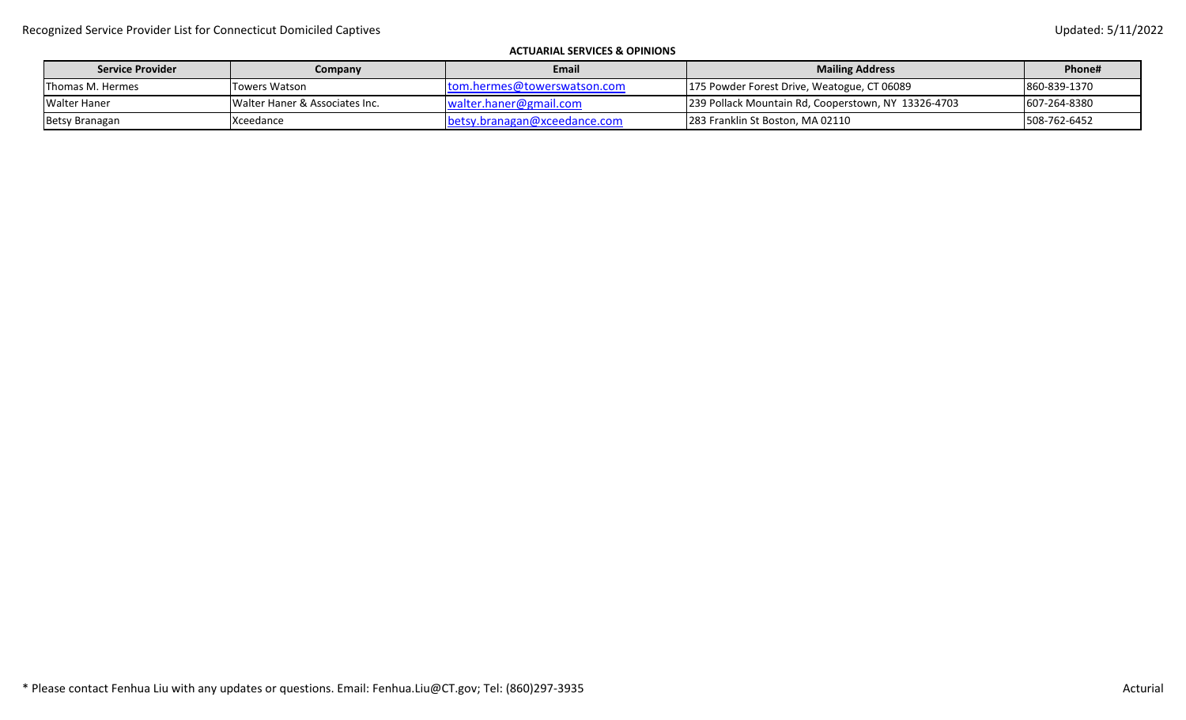## ACTUARIAL SERVICES & OPINIONS

| Service Provider | Company | Email | Mailing Address | Phone# |
|---|---|---|---|---|
| Thomas M. Hermes | Towers Watson | tom.hermes@towerswatson.com | 175 Powder Forest Drive, Weatogue, CT 06089 | 860-839-1370 |
| Walter Haner | Walter Haner & Associates Inc. | walter.haner@gmail.com | 239 Pollack Mountain Rd, Cooperstown, NY 13326-4703 | 607-264-8380 |
| Betsy Branagan | Xceedance | betsy.branagan@xceedance.com | 283 Franklin St Boston, MA 02110 | 508-762-6452 |

* Please contact Fenhua Liu with any updates or questions. Email: Fenhua.Liu@CT.gov; Tel: (860)297-3935